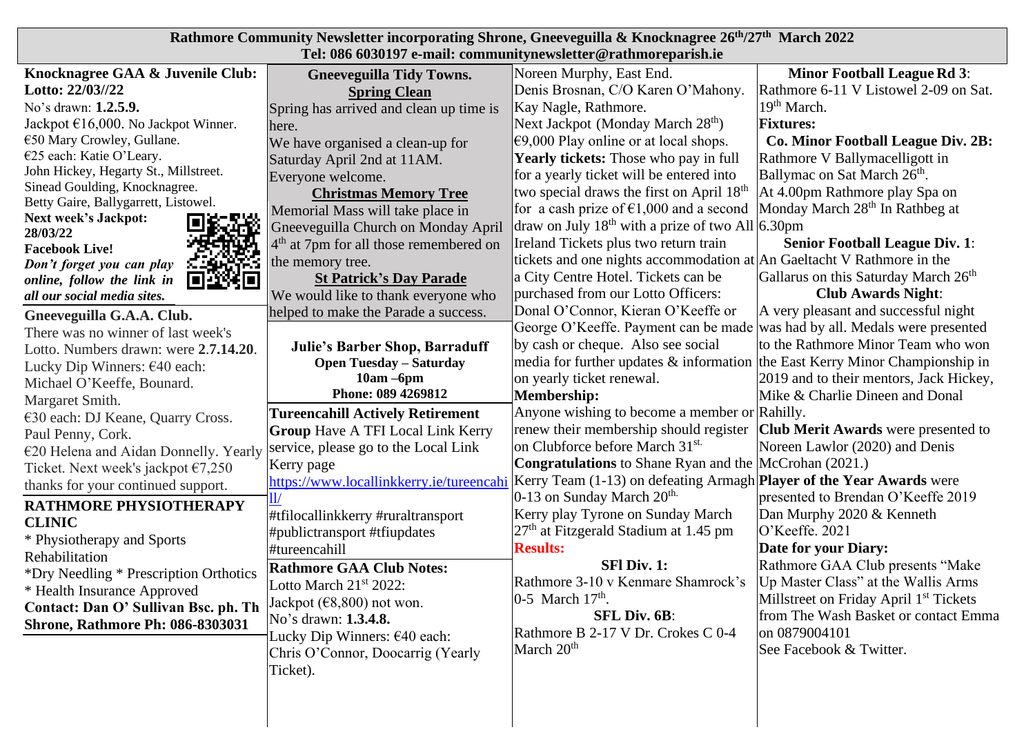**Rathmore Community Newsletter incorporating Shrone, Gneeveguilla & Knocknagree 26th/27th March 2022**
**Tel: 086 6030197 e-mail: communitynewsletter@rathmoreparish.ie**

**Knocknagree GAA & Juvenile Club:**
**Lotto: 22/03//22**
No's drawn: **1.2.5.9.**
Jackpot €16,000. No Jackpot Winner.
€50 Mary Crowley, Gullane.
€25 each: Katie O'Leary.
John Hickey, Hegarty St., Millstreet.
Sinead Goulding, Knocknagree.
Betty Gaire, Ballygarrett, Listowel.
**Next week's Jackpot: 28/03/22**
**Facebook Live!**
***Don't forget you can play online, follow the link in all our social media sites.***

**Gneeveguilla G.A.A. Club.**
There was no winner of last week's Lotto. Numbers drawn: were **2.7.14.20**.
Lucky Dip Winners: €40 each:
Michael O'Keeffe, Bounard.
Margaret Smith.
€30 each: DJ Keane, Quarry Cross.
Paul Penny, Cork.
€20 Helena and Aidan Donnelly. Yearly Ticket. Next week's jackpot €7,250 thanks for your continued support.

**RATHMORE PHYSIOTHERAPY CLINIC**
* Physiotherapy and Sports Rehabilitation
*Dry Needling * Prescription Orthotics
* Health Insurance Approved
**Contact: Dan O' Sullivan Bsc. ph. Th Shrone, Rathmore Ph: 086-8303031**

**Gneeveguilla Tidy Towns.**

**Spring Clean**
Spring has arrived and clean up time is here.
We have organised a clean-up for Saturday April 2nd at 11AM.
Everyone welcome.

**Christmas Memory Tree**
Memorial Mass will take place in Gneeveguilla Church on Monday April 4th at 7pm for all those remembered on the memory tree.

**St Patrick's Day Parade**
We would like to thank everyone who helped to make the Parade a success.

**Julie's Barber Shop, Barraduff**
**Open Tuesday – Saturday**
**10am –6pm**
**Phone: 089 4269812**

**Tureencahill Actively Retirement Group** Have A TFI Local Link Kerry service, please go to the Local Link Kerry page
https://www.locallinkkerry.ie/tureencahill/
#tfilocallinkkerry #ruraltransport #publictransport #tfiupdates #tureencahill

**Rathmore GAA Club Notes:**
Lotto March 21st 2022:
Jackpot (€8,800) not won.
No's drawn: **1.3.4.8.**
Lucky Dip Winners: €40 each:
Chris O'Connor, Doocarrig (Yearly Ticket).
Noreen Murphy, East End.
Denis Brosnan, C/O Karen O'Mahony.
Kay Nagle, Rathmore.
Next Jackpot (Monday March 28th) €9,000 Play online or at local shops.
**Yearly tickets:** Those who pay in full for a yearly ticket will be entered into two special draws the first on April 18th for a cash prize of €1,000 and a second draw on July 18th with a prize of two All Ireland Tickets plus two return train tickets and one nights accommodation at a City Centre Hotel. Tickets can be purchased from our Lotto Officers: Donal O'Connor, Kieran O'Keeffe or George O'Keeffe. Payment can be made by cash or cheque. Also see social media for further updates & information on yearly ticket renewal.
**Membership:**
Anyone wishing to become a member or renew their membership should register on Clubforce before March 31st.
**Congratulations** to Shane Ryan and the Kerry Team (1-13) on defeating Armagh 0-13 on Sunday March 20th.
Kerry play Tyrone on Sunday March 27th at Fitzgerald Stadium at 1.45 pm

**Results:**

**SFl Div. 1:**
Rathmore 3-10 v Kenmare Shamrock's 0-5 March 17th.

**SFL Div. 6B**:
Rathmore B 2-17 V Dr. Crokes C 0-4 March 20th

**Minor Football League Rd 3**:
Rathmore 6-11 V Listowel 2-09 on Sat. 19th March.

**Fixtures:**

**Co. Minor Football League Div. 2B:**
Rathmore V Ballymacelligott in Ballymac on Sat March 26th.
At 4.00pm Rathmore play Spa on Monday March 28th In Rathbeg at 6.30pm

**Senior Football League Div. 1**:
An Gaeltacht V Rathmore in the Gallarus on this Saturday March 26th

**Club Awards Night**:
A very pleasant and successful night was had by all. Medals were presented to the Rathmore Minor Team who won the East Kerry Minor Championship in 2019 and to their mentors, Jack Hickey, Mike & Charlie Dineen and Donal Rahilly.
**Club Merit Awards** were presented to Noreen Lawlor (2020) and Denis McCrohan (2021.)
**Player of the Year Awards** were presented to Brendan O'Keeffe 2019 Dan Murphy 2020 & Kenneth O'Keeffe. 2021

**Date for your Diary:**
Rathmore GAA Club presents "Make Up Master Class" at the Wallis Arms Millstreet on Friday April 1st Tickets from The Wash Basket or contact Emma on 0879004101
See Facebook & Twitter.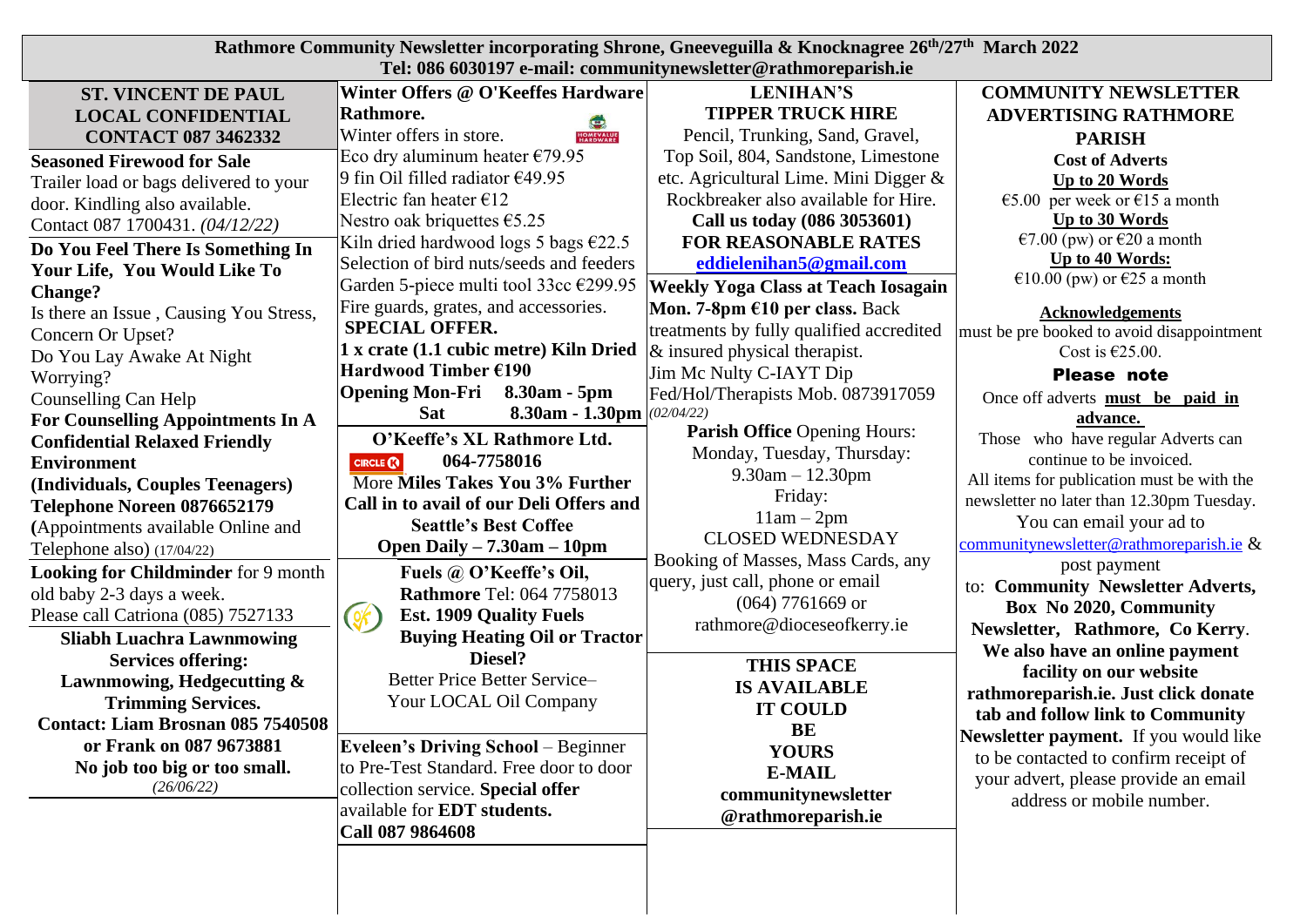**Rathmore Community Newsletter incorporating Shrone, Gneeveguilla & Knocknagree 26th/27th March 2022**
**Tel: 086 6030197 e-mail: communitynewsletter@rathmoreparish.ie**

**ST. VINCENT DE PAUL LOCAL CONFIDENTIAL CONTACT 087 3462332**

**Seasoned Firewood for Sale**
Trailer load or bags delivered to your door. Kindling also available.
Contact 087 1700431. *(04/12/22)*

**Do You Feel There Is Something In Your Life, You Would Like To Change?**
Is there an Issue , Causing You Stress, Concern Or Upset?
Do You Lay Awake At Night Worrying?
Counselling Can Help
**For Counselling Appointments In A Confidential Relaxed Friendly Environment**
**(Individuals, Couples Teenagers)**
**Telephone Noreen 0876652179**
**(**Appointments available Online and Telephone also) (17/04/22)

**Looking for Childminder** for 9 month old baby 2-3 days a week.
Please call Catriona (085) 7527133

**Sliabh Luachra Lawnmowing Services offering:**
**Lawnmowing, Hedgecutting & Trimming Services.**
**Contact: Liam Brosnan 085 7540508 or Frank on 087 9673881**
**No job too big or too small.**
*(26/06/22)*

**Winter Offers @ O'Keeffes Hardware Rathmore.**
Winter offers in store.
Eco dry aluminum heater €79.95
9 fin Oil filled radiator €49.95
Electric fan heater €12
Nestro oak briquettes €5.25
Kiln dried hardwood logs 5 bags €22.5
Selection of bird nuts/seeds and feeders
Garden 5-piece multi tool 33cc €299.95
Fire guards, grates, and accessories.
**SPECIAL OFFER.**
**1 x crate (1.1 cubic metre) Kiln Dried Hardwood Timber €190**
**Opening Mon-Fri 8.30am - 5pm**
**Sat 8.30am - 1.30pm**

**O'Keeffe's XL Rathmore Ltd.**
**064-7758016**
More **Miles Takes You 3% Further**
**Call in to avail of our Deli Offers and Seattle's Best Coffee**
**Open Daily – 7.30am – 10pm**

**Fuels @ O'Keeffe's Oil, Rathmore** Tel: 064 7758013
**Est. 1909 Quality Fuels**
**Buying Heating Oil or Tractor Diesel?**
Better Price Better Service– Your LOCAL Oil Company

**Eveleen's Driving School** – Beginner to Pre-Test Standard. Free door to door collection service. **Special offer** available for **EDT students.**
**Call 087 9864608**

**LENIHAN'S TIPPER TRUCK HIRE**
Pencil, Trunking, Sand, Gravel, Top Soil, 804, Sandstone, Limestone etc. Agricultural Lime. Mini Digger & Rockbreaker also available for Hire.
**Call us today (086 3053601)**
**FOR REASONABLE RATES**
**eddielenihan5@gmail.com**

**Weekly Yoga Class at Teach Iosagain Mon. 7-8pm €10 per class.** Back treatments by fully qualified accredited & insured physical therapist.
Jim Mc Nulty C-IAYT Dip Fed/Hol/Therapists Mob. 0873917059 *(02/04/22)*

**Parish Office** Opening Hours:
Monday, Tuesday, Thursday:
9.30am – 12.30pm
Friday:
11am – 2pm
CLOSED WEDNESDAY
Booking of Masses, Mass Cards, any query, just call, phone or email
(064) 7761669 or
rathmore@dioceseofkerry.ie

**THIS SPACE IS AVAILABLE IT COULD BE YOURS**
**E-MAIL communitynewsletter @rathmoreparish.ie**

**COMMUNITY NEWSLETTER ADVERTISING RATHMORE PARISH**

**Cost of Adverts**
**Up to 20 Words**
€5.00 per week or €15 a month
**Up to 30 Words**
€7.00 (pw) or €20 a month
**Up to 40 Words:**
€10.00 (pw) or €25 a month

**Acknowledgements**
must be pre booked to avoid disappointment
Cost is €25.00.

**Please note**
Once off adverts **must be paid in advance.**
Those who have regular Adverts can continue to be invoiced.
All items for publication must be with the newsletter no later than 12.30pm Tuesday.
You can email your ad to communitynewsletter@rathmoreparish.ie & post payment
to: **Community Newsletter Adverts, Box No 2020, Community Newsletter, Rathmore, Co Kerry**.
**We also have an online payment facility on our website rathmoreparish.ie. Just click donate tab and follow link to Community Newsletter payment.** If you would like to be contacted to confirm receipt of your advert, please provide an email address or mobile number.